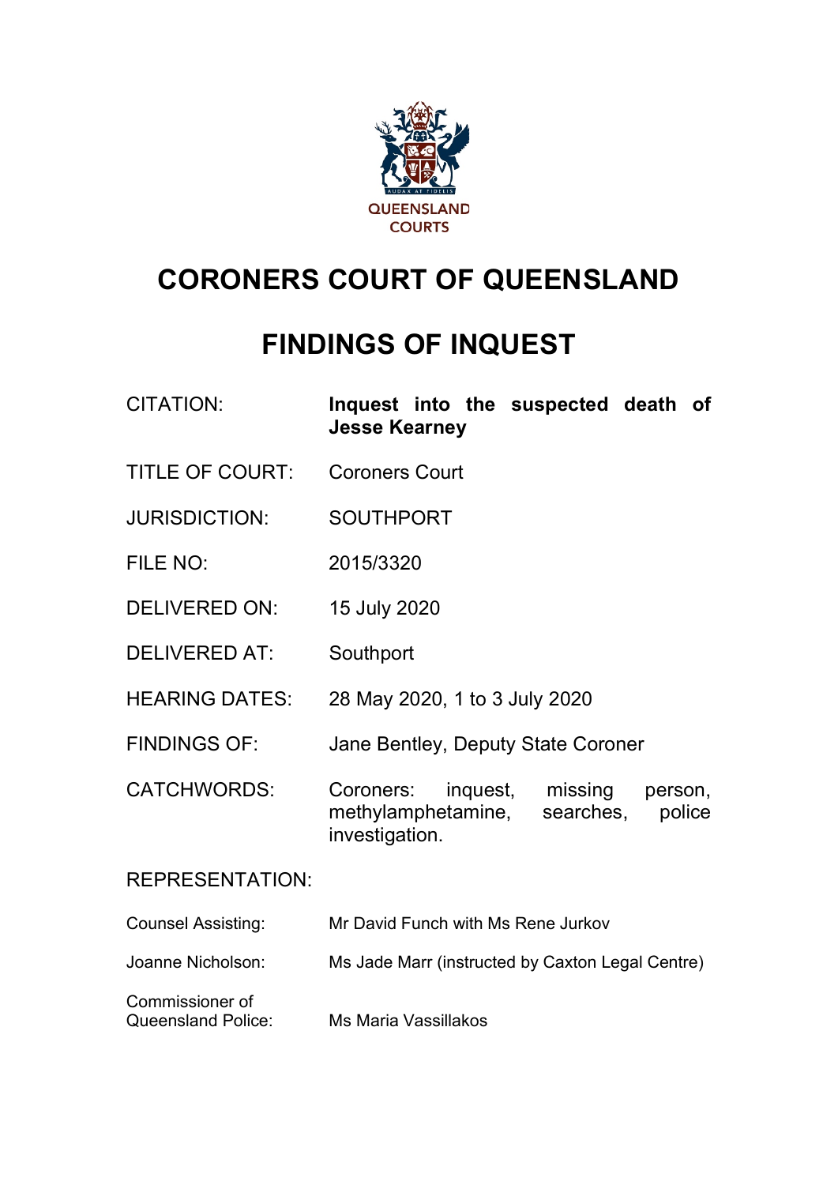QUEENSLAND COURTS

# CORONERS COURT OF QUEENSLAND

# FINDINGS OF INQUEST

| | |
|---|---|
| CITATION: | **Inquest into the suspected death of Jesse Kearney** |
| TITLE OF COURT: | Coroners Court |
| JURISDICTION: | SOUTHPORT |
| FILE NO: | 2015/3320 |
| DELIVERED ON: | 15 July 2020 |
| DELIVERED AT: | Southport |
| HEARING DATES: | 28 May 2020, 1 to 3 July 2020 |
| FINDINGS OF: | Jane Bentley, Deputy State Coroner |
| CATCHWORDS: | Coroners: inquest, missing person, methylamphetamine, searches, police investigation. |

REPRESENTATION:

| | |
|---|---|
| Counsel Assisting: | Mr David Funch with Ms Rene Jurkov |
| Joanne Nicholson: | Ms Jade Marr (instructed by Caxton Legal Centre) |
| Commissioner of Queensland Police: | Ms Maria Vassillakos |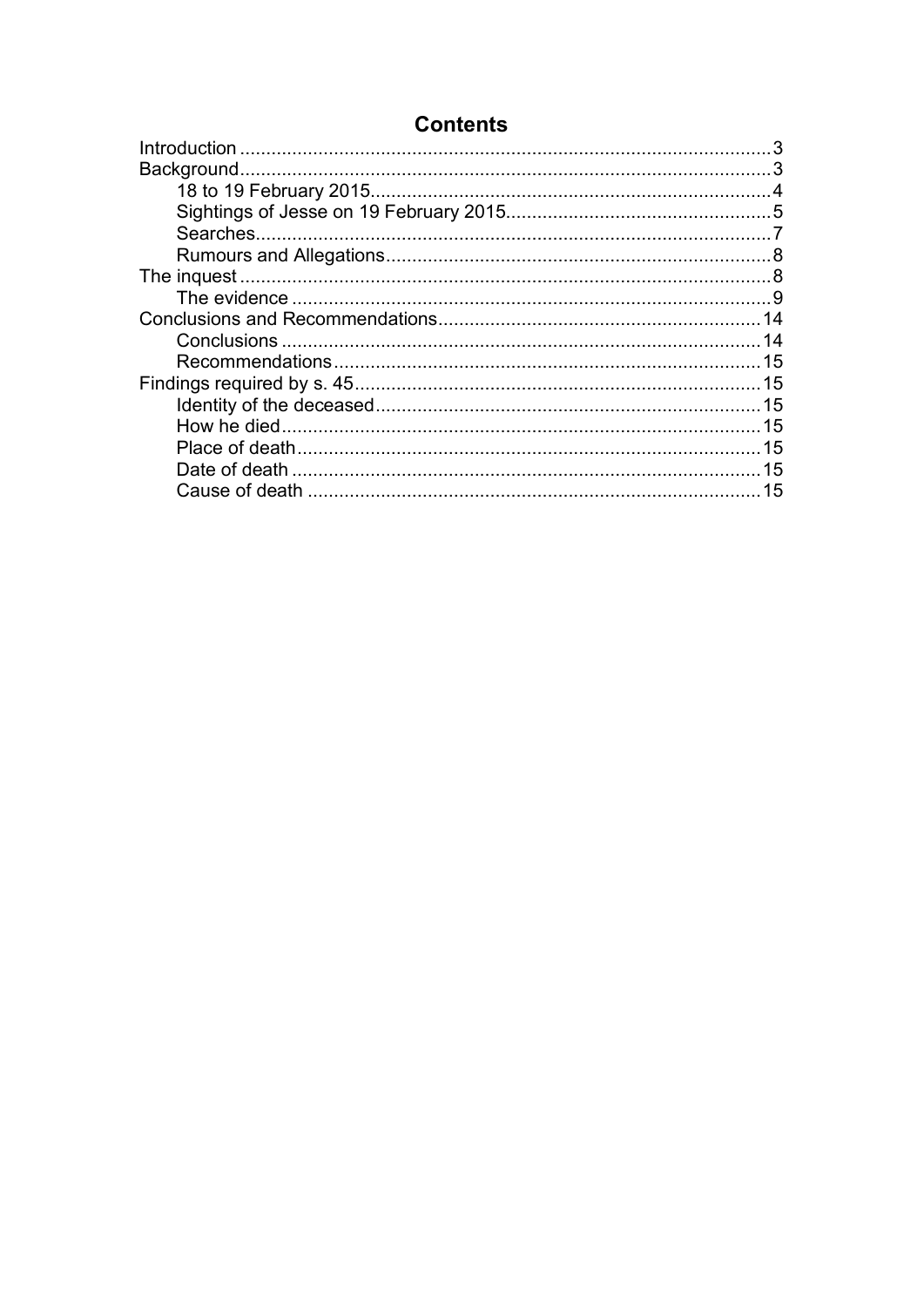# Contents

- Introduction ..... 3
- Background ..... 3
  - 18 to 19 February 2015 ..... 4
  - Sightings of Jesse on 19 February 2015 ..... 5
  - Searches ..... 7
  - Rumours and Allegations ..... 8
- The inquest ..... 8
  - The evidence ..... 9
- Conclusions and Recommendations ..... 14
  - Conclusions ..... 14
  - Recommendations ..... 15
- Findings required by s. 45 ..... 15
  - Identity of the deceased ..... 15
  - How he died ..... 15
  - Place of death ..... 15
  - Date of death ..... 15
  - Cause of death ..... 15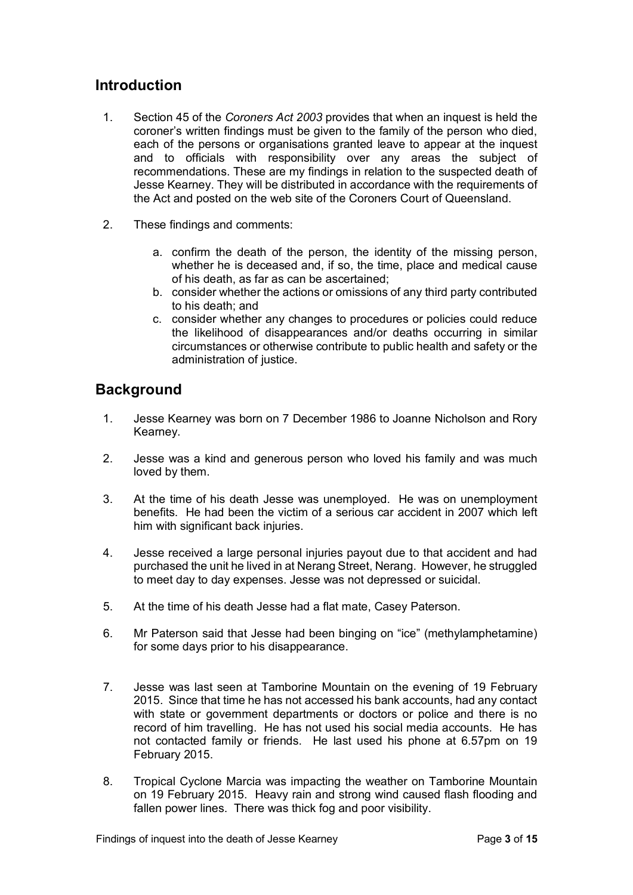## Introduction

1. Section 45 of the *Coroners Act 2003* provides that when an inquest is held the coroner's written findings must be given to the family of the person who died, each of the persons or organisations granted leave to appear at the inquest and to officials with responsibility over any areas the subject of recommendations. These are my findings in relation to the suspected death of Jesse Kearney. They will be distributed in accordance with the requirements of the Act and posted on the web site of the Coroners Court of Queensland.

2. These findings and comments:

   a. confirm the death of the person, the identity of the missing person, whether he is deceased and, if so, the time, place and medical cause of his death, as far as can be ascertained;
   b. consider whether the actions or omissions of any third party contributed to his death; and
   c. consider whether any changes to procedures or policies could reduce the likelihood of disappearances and/or deaths occurring in similar circumstances or otherwise contribute to public health and safety or the administration of justice.

## Background

1. Jesse Kearney was born on 7 December 1986 to Joanne Nicholson and Rory Kearney.

2. Jesse was a kind and generous person who loved his family and was much loved by them.

3. At the time of his death Jesse was unemployed. He was on unemployment benefits. He had been the victim of a serious car accident in 2007 which left him with significant back injuries.

4. Jesse received a large personal injuries payout due to that accident and had purchased the unit he lived in at Nerang Street, Nerang. However, he struggled to meet day to day expenses. Jesse was not depressed or suicidal.

5. At the time of his death Jesse had a flat mate, Casey Paterson.

6. Mr Paterson said that Jesse had been binging on "ice" (methylamphetamine) for some days prior to his disappearance.

7. Jesse was last seen at Tamborine Mountain on the evening of 19 February 2015. Since that time he has not accessed his bank accounts, had any contact with state or government departments or doctors or police and there is no record of him travelling. He has not used his social media accounts. He has not contacted family or friends. He last used his phone at 6.57pm on 19 February 2015.

8. Tropical Cyclone Marcia was impacting the weather on Tamborine Mountain on 19 February 2015. Heavy rain and strong wind caused flash flooding and fallen power lines. There was thick fog and poor visibility.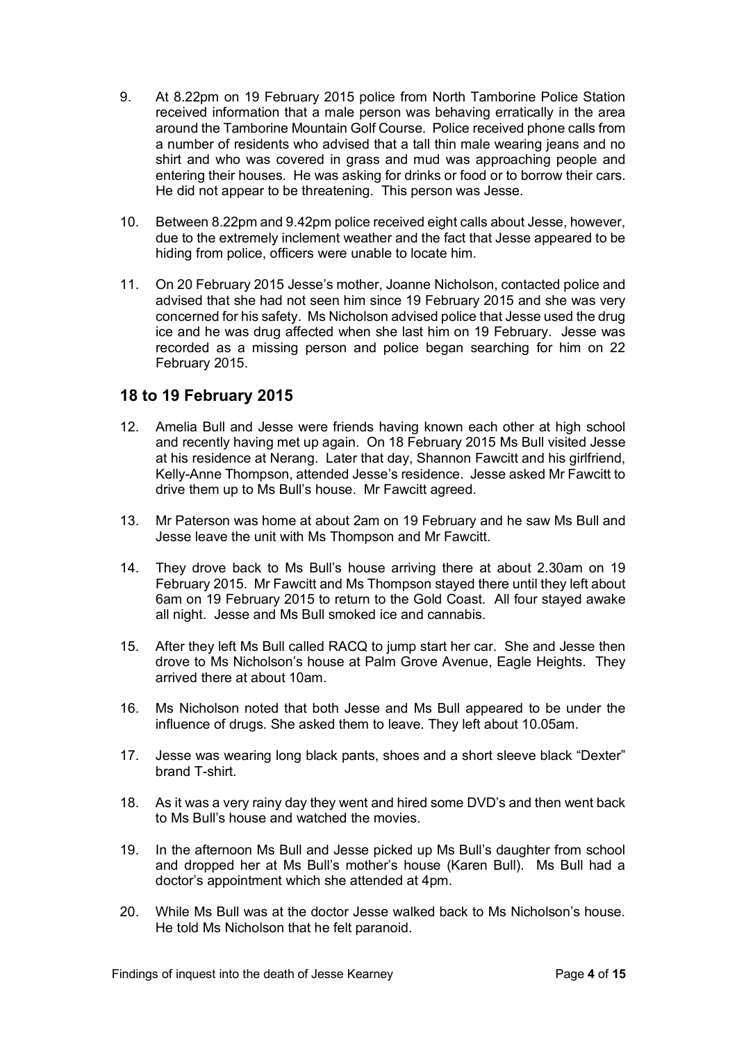9. At 8.22pm on 19 February 2015 police from North Tamborine Police Station received information that a male person was behaving erratically in the area around the Tamborine Mountain Golf Course. Police received phone calls from a number of residents who advised that a tall thin male wearing jeans and no shirt and who was covered in grass and mud was approaching people and entering their houses. He was asking for drinks or food or to borrow their cars. He did not appear to be threatening. This person was Jesse.

10. Between 8.22pm and 9.42pm police received eight calls about Jesse, however, due to the extremely inclement weather and the fact that Jesse appeared to be hiding from police, officers were unable to locate him.

11. On 20 February 2015 Jesse's mother, Joanne Nicholson, contacted police and advised that she had not seen him since 19 February 2015 and she was very concerned for his safety. Ms Nicholson advised police that Jesse used the drug ice and he was drug affected when she last him on 19 February. Jesse was recorded as a missing person and police began searching for him on 22 February 2015.

## 18 to 19 February 2015

12. Amelia Bull and Jesse were friends having known each other at high school and recently having met up again. On 18 February 2015 Ms Bull visited Jesse at his residence at Nerang. Later that day, Shannon Fawcitt and his girlfriend, Kelly-Anne Thompson, attended Jesse's residence. Jesse asked Mr Fawcitt to drive them up to Ms Bull's house. Mr Fawcitt agreed.

13. Mr Paterson was home at about 2am on 19 February and he saw Ms Bull and Jesse leave the unit with Ms Thompson and Mr Fawcitt.

14. They drove back to Ms Bull's house arriving there at about 2.30am on 19 February 2015. Mr Fawcitt and Ms Thompson stayed there until they left about 6am on 19 February 2015 to return to the Gold Coast. All four stayed awake all night. Jesse and Ms Bull smoked ice and cannabis.

15. After they left Ms Bull called RACQ to jump start her car. She and Jesse then drove to Ms Nicholson's house at Palm Grove Avenue, Eagle Heights. They arrived there at about 10am.

16. Ms Nicholson noted that both Jesse and Ms Bull appeared to be under the influence of drugs. She asked them to leave. They left about 10.05am.

17. Jesse was wearing long black pants, shoes and a short sleeve black "Dexter" brand T-shirt.

18. As it was a very rainy day they went and hired some DVD's and then went back to Ms Bull's house and watched the movies.

19. In the afternoon Ms Bull and Jesse picked up Ms Bull's daughter from school and dropped her at Ms Bull's mother's house (Karen Bull). Ms Bull had a doctor's appointment which she attended at 4pm.

20. While Ms Bull was at the doctor Jesse walked back to Ms Nicholson's house. He told Ms Nicholson that he felt paranoid.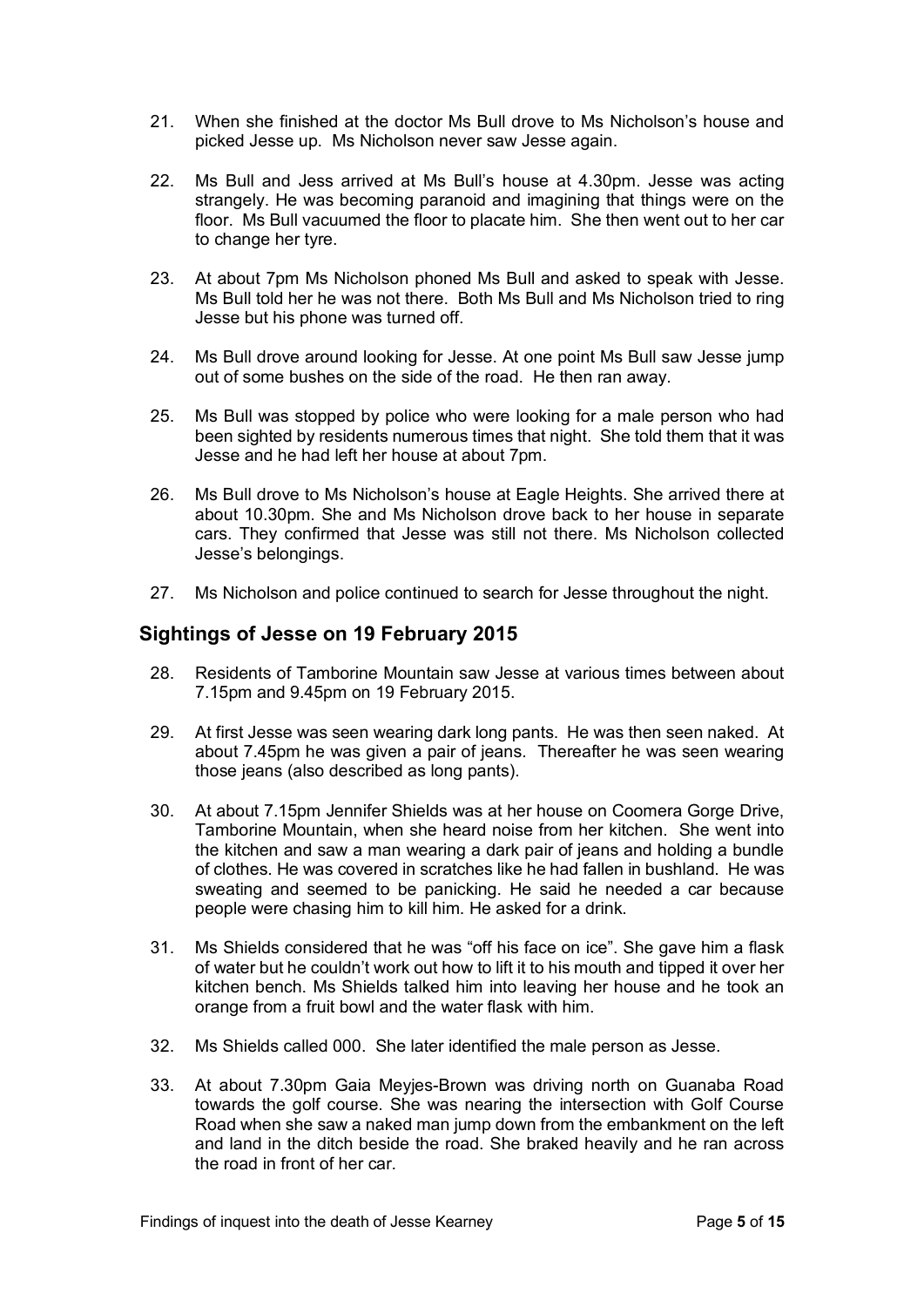21. When she finished at the doctor Ms Bull drove to Ms Nicholson's house and picked Jesse up. Ms Nicholson never saw Jesse again.

22. Ms Bull and Jess arrived at Ms Bull's house at 4.30pm. Jesse was acting strangely. He was becoming paranoid and imagining that things were on the floor. Ms Bull vacuumed the floor to placate him. She then went out to her car to change her tyre.

23. At about 7pm Ms Nicholson phoned Ms Bull and asked to speak with Jesse. Ms Bull told her he was not there. Both Ms Bull and Ms Nicholson tried to ring Jesse but his phone was turned off.

24. Ms Bull drove around looking for Jesse. At one point Ms Bull saw Jesse jump out of some bushes on the side of the road. He then ran away.

25. Ms Bull was stopped by police who were looking for a male person who had been sighted by residents numerous times that night. She told them that it was Jesse and he had left her house at about 7pm.

26. Ms Bull drove to Ms Nicholson's house at Eagle Heights. She arrived there at about 10.30pm. She and Ms Nicholson drove back to her house in separate cars. They confirmed that Jesse was still not there. Ms Nicholson collected Jesse's belongings.

27. Ms Nicholson and police continued to search for Jesse throughout the night.

## Sightings of Jesse on 19 February 2015

28. Residents of Tamborine Mountain saw Jesse at various times between about 7.15pm and 9.45pm on 19 February 2015.

29. At first Jesse was seen wearing dark long pants. He was then seen naked. At about 7.45pm he was given a pair of jeans. Thereafter he was seen wearing those jeans (also described as long pants).

30. At about 7.15pm Jennifer Shields was at her house on Coomera Gorge Drive, Tamborine Mountain, when she heard noise from her kitchen. She went into the kitchen and saw a man wearing a dark pair of jeans and holding a bundle of clothes. He was covered in scratches like he had fallen in bushland. He was sweating and seemed to be panicking. He said he needed a car because people were chasing him to kill him. He asked for a drink.

31. Ms Shields considered that he was "off his face on ice". She gave him a flask of water but he couldn't work out how to lift it to his mouth and tipped it over her kitchen bench. Ms Shields talked him into leaving her house and he took an orange from a fruit bowl and the water flask with him.

32. Ms Shields called 000. She later identified the male person as Jesse.

33. At about 7.30pm Gaia Meyjes-Brown was driving north on Guanaba Road towards the golf course. She was nearing the intersection with Golf Course Road when she saw a naked man jump down from the embankment on the left and land in the ditch beside the road. She braked heavily and he ran across the road in front of her car.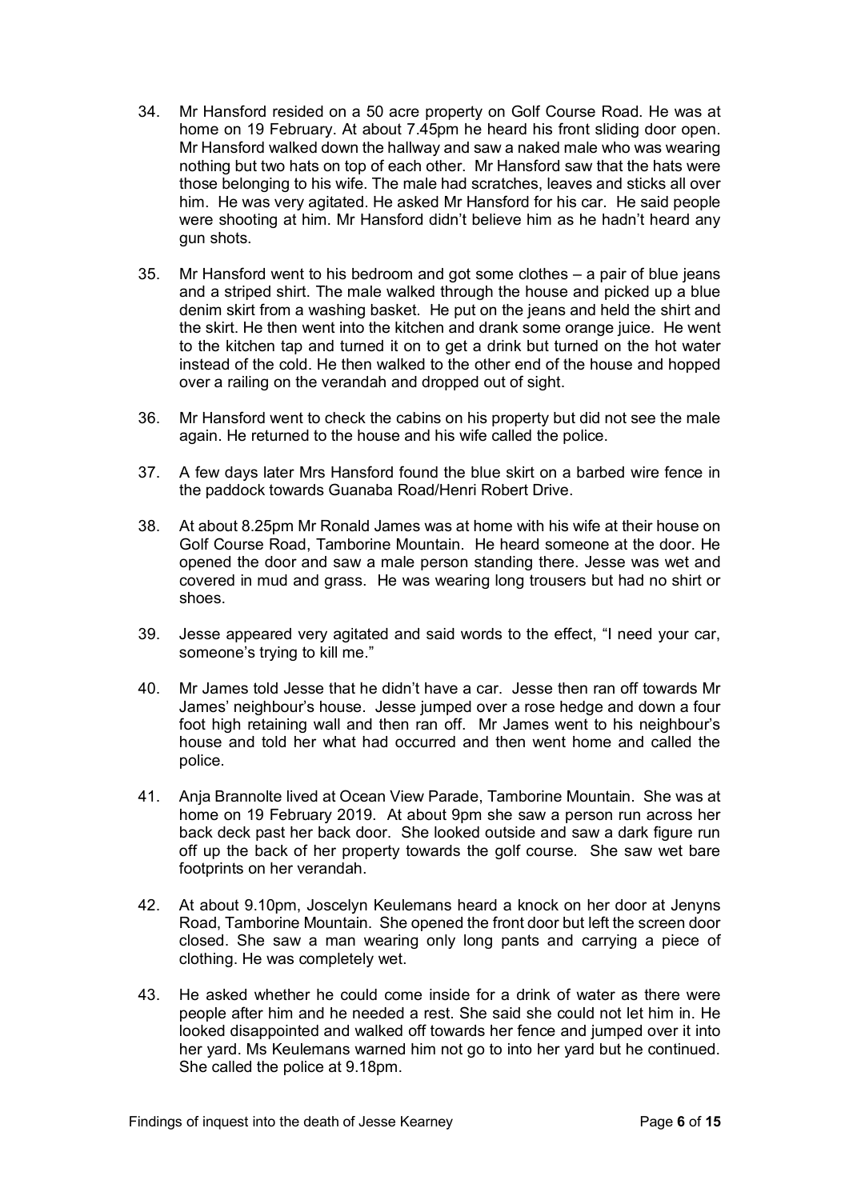34. Mr Hansford resided on a 50 acre property on Golf Course Road. He was at home on 19 February. At about 7.45pm he heard his front sliding door open. Mr Hansford walked down the hallway and saw a naked male who was wearing nothing but two hats on top of each other. Mr Hansford saw that the hats were those belonging to his wife. The male had scratches, leaves and sticks all over him. He was very agitated. He asked Mr Hansford for his car. He said people were shooting at him. Mr Hansford didn't believe him as he hadn't heard any gun shots.

35. Mr Hansford went to his bedroom and got some clothes – a pair of blue jeans and a striped shirt. The male walked through the house and picked up a blue denim skirt from a washing basket. He put on the jeans and held the shirt and the skirt. He then went into the kitchen and drank some orange juice. He went to the kitchen tap and turned it on to get a drink but turned on the hot water instead of the cold. He then walked to the other end of the house and hopped over a railing on the verandah and dropped out of sight.

36. Mr Hansford went to check the cabins on his property but did not see the male again. He returned to the house and his wife called the police.

37. A few days later Mrs Hansford found the blue skirt on a barbed wire fence in the paddock towards Guanaba Road/Henri Robert Drive.

38. At about 8.25pm Mr Ronald James was at home with his wife at their house on Golf Course Road, Tamborine Mountain. He heard someone at the door. He opened the door and saw a male person standing there. Jesse was wet and covered in mud and grass. He was wearing long trousers but had no shirt or shoes.

39. Jesse appeared very agitated and said words to the effect, "I need your car, someone's trying to kill me."

40. Mr James told Jesse that he didn't have a car. Jesse then ran off towards Mr James' neighbour's house. Jesse jumped over a rose hedge and down a four foot high retaining wall and then ran off. Mr James went to his neighbour's house and told her what had occurred and then went home and called the police.

41. Anja Brannolte lived at Ocean View Parade, Tamborine Mountain. She was at home on 19 February 2019. At about 9pm she saw a person run across her back deck past her back door. She looked outside and saw a dark figure run off up the back of her property towards the golf course. She saw wet bare footprints on her verandah.

42. At about 9.10pm, Joscelyn Keulemans heard a knock on her door at Jenyns Road, Tamborine Mountain. She opened the front door but left the screen door closed. She saw a man wearing only long pants and carrying a piece of clothing. He was completely wet.

43. He asked whether he could come inside for a drink of water as there were people after him and he needed a rest. She said she could not let him in. He looked disappointed and walked off towards her fence and jumped over it into her yard. Ms Keulemans warned him not go to into her yard but he continued. She called the police at 9.18pm.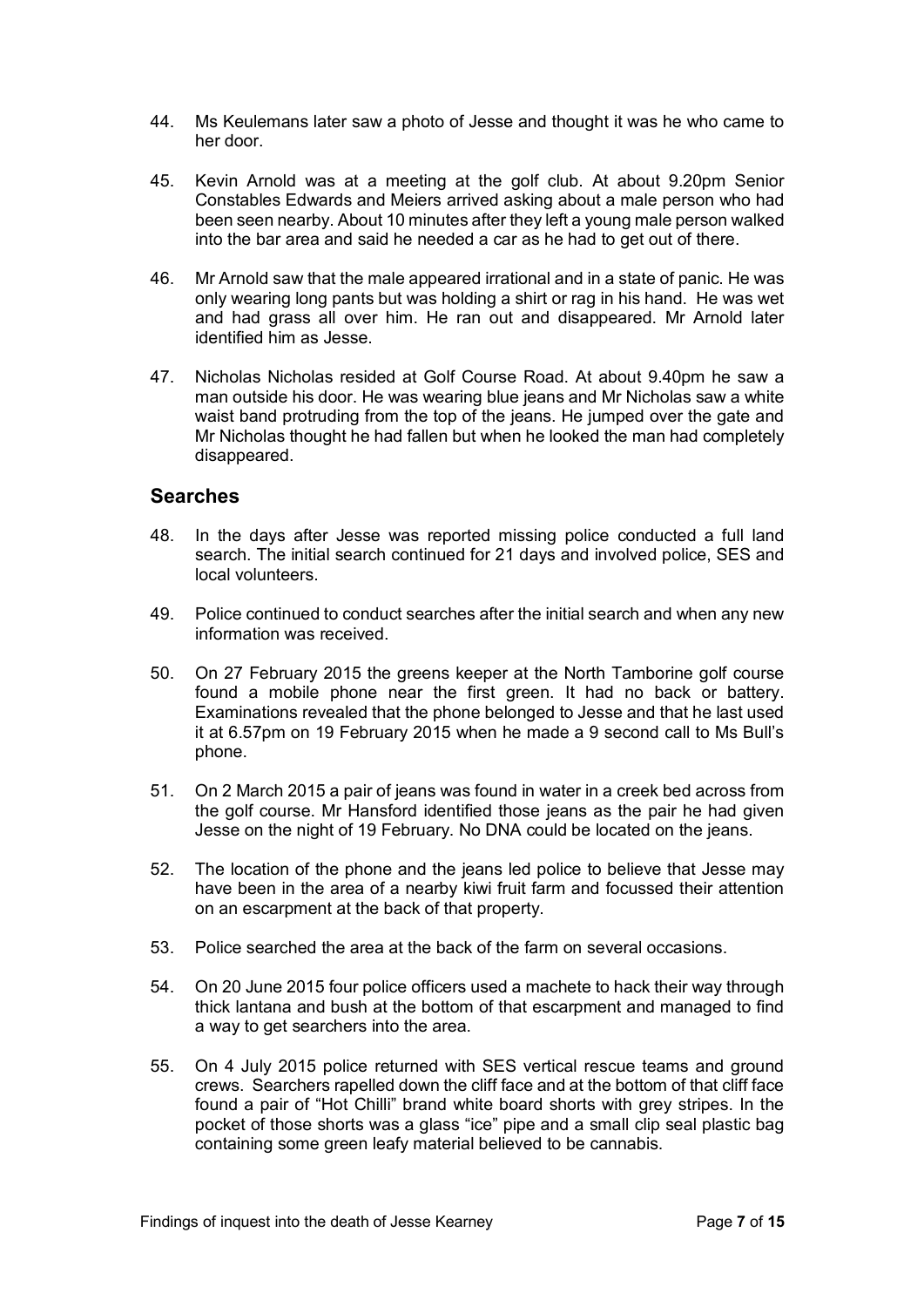44. Ms Keulemans later saw a photo of Jesse and thought it was he who came to her door.

45. Kevin Arnold was at a meeting at the golf club. At about 9.20pm Senior Constables Edwards and Meiers arrived asking about a male person who had been seen nearby. About 10 minutes after they left a young male person walked into the bar area and said he needed a car as he had to get out of there.

46. Mr Arnold saw that the male appeared irrational and in a state of panic. He was only wearing long pants but was holding a shirt or rag in his hand. He was wet and had grass all over him. He ran out and disappeared. Mr Arnold later identified him as Jesse.

47. Nicholas Nicholas resided at Golf Course Road. At about 9.40pm he saw a man outside his door. He was wearing blue jeans and Mr Nicholas saw a white waist band protruding from the top of the jeans. He jumped over the gate and Mr Nicholas thought he had fallen but when he looked the man had completely disappeared.

## Searches

48. In the days after Jesse was reported missing police conducted a full land search. The initial search continued for 21 days and involved police, SES and local volunteers.

49. Police continued to conduct searches after the initial search and when any new information was received.

50. On 27 February 2015 the greens keeper at the North Tamborine golf course found a mobile phone near the first green. It had no back or battery. Examinations revealed that the phone belonged to Jesse and that he last used it at 6.57pm on 19 February 2015 when he made a 9 second call to Ms Bull's phone.

51. On 2 March 2015 a pair of jeans was found in water in a creek bed across from the golf course. Mr Hansford identified those jeans as the pair he had given Jesse on the night of 19 February. No DNA could be located on the jeans.

52. The location of the phone and the jeans led police to believe that Jesse may have been in the area of a nearby kiwi fruit farm and focussed their attention on an escarpment at the back of that property.

53. Police searched the area at the back of the farm on several occasions.

54. On 20 June 2015 four police officers used a machete to hack their way through thick lantana and bush at the bottom of that escarpment and managed to find a way to get searchers into the area.

55. On 4 July 2015 police returned with SES vertical rescue teams and ground crews. Searchers rapelled down the cliff face and at the bottom of that cliff face found a pair of "Hot Chilli" brand white board shorts with grey stripes. In the pocket of those shorts was a glass "ice" pipe and a small clip seal plastic bag containing some green leafy material believed to be cannabis.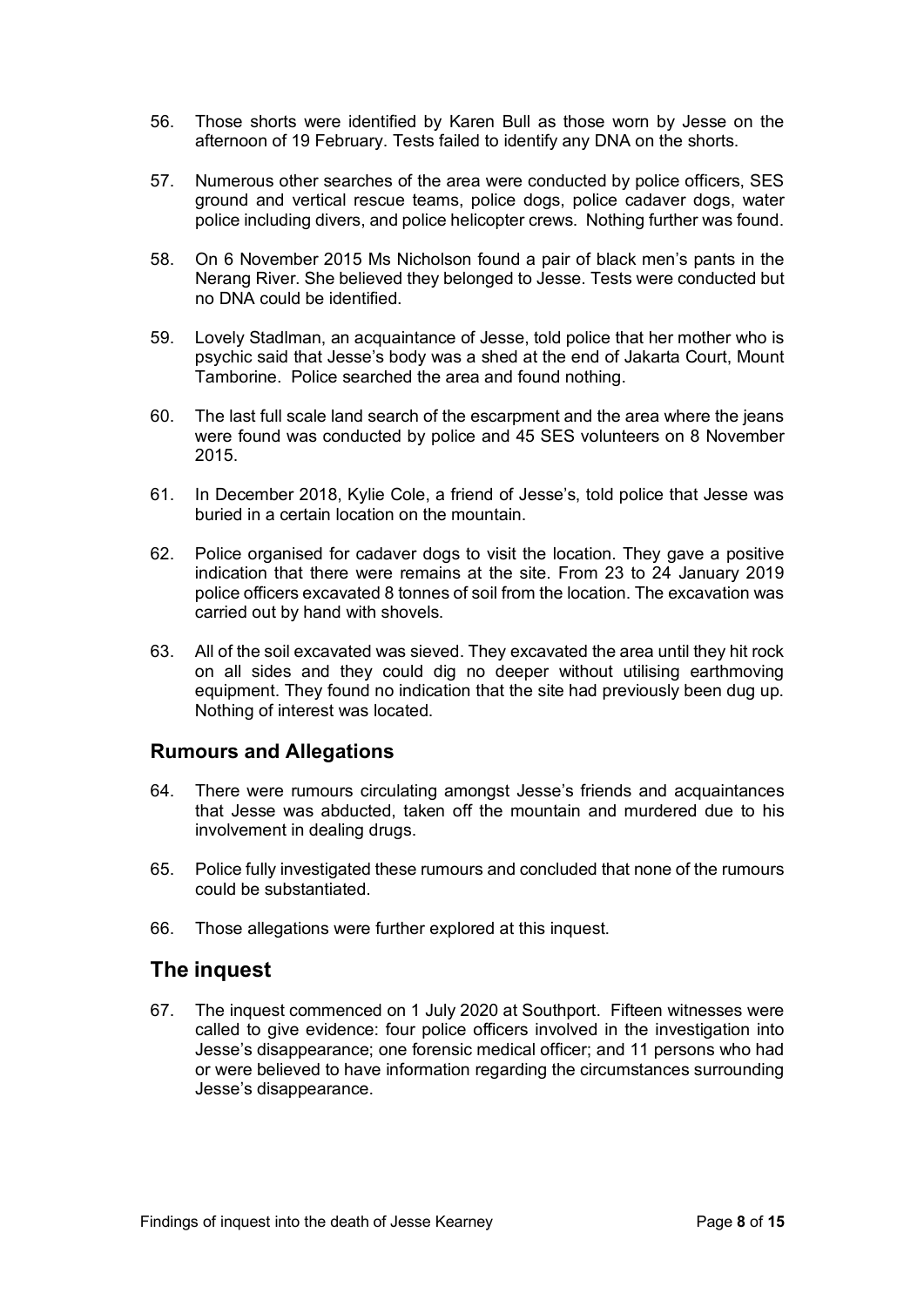56. Those shorts were identified by Karen Bull as those worn by Jesse on the afternoon of 19 February. Tests failed to identify any DNA on the shorts.

57. Numerous other searches of the area were conducted by police officers, SES ground and vertical rescue teams, police dogs, police cadaver dogs, water police including divers, and police helicopter crews. Nothing further was found.

58. On 6 November 2015 Ms Nicholson found a pair of black men's pants in the Nerang River. She believed they belonged to Jesse. Tests were conducted but no DNA could be identified.

59. Lovely Stadlman, an acquaintance of Jesse, told police that her mother who is psychic said that Jesse's body was a shed at the end of Jakarta Court, Mount Tamborine. Police searched the area and found nothing.

60. The last full scale land search of the escarpment and the area where the jeans were found was conducted by police and 45 SES volunteers on 8 November 2015.

61. In December 2018, Kylie Cole, a friend of Jesse's, told police that Jesse was buried in a certain location on the mountain.

62. Police organised for cadaver dogs to visit the location. They gave a positive indication that there were remains at the site. From 23 to 24 January 2019 police officers excavated 8 tonnes of soil from the location. The excavation was carried out by hand with shovels.

63. All of the soil excavated was sieved. They excavated the area until they hit rock on all sides and they could dig no deeper without utilising earthmoving equipment. They found no indication that the site had previously been dug up. Nothing of interest was located.

## Rumours and Allegations

64. There were rumours circulating amongst Jesse's friends and acquaintances that Jesse was abducted, taken off the mountain and murdered due to his involvement in dealing drugs.

65. Police fully investigated these rumours and concluded that none of the rumours could be substantiated.

66. Those allegations were further explored at this inquest.

## The inquest

67. The inquest commenced on 1 July 2020 at Southport. Fifteen witnesses were called to give evidence: four police officers involved in the investigation into Jesse's disappearance; one forensic medical officer; and 11 persons who had or were believed to have information regarding the circumstances surrounding Jesse's disappearance.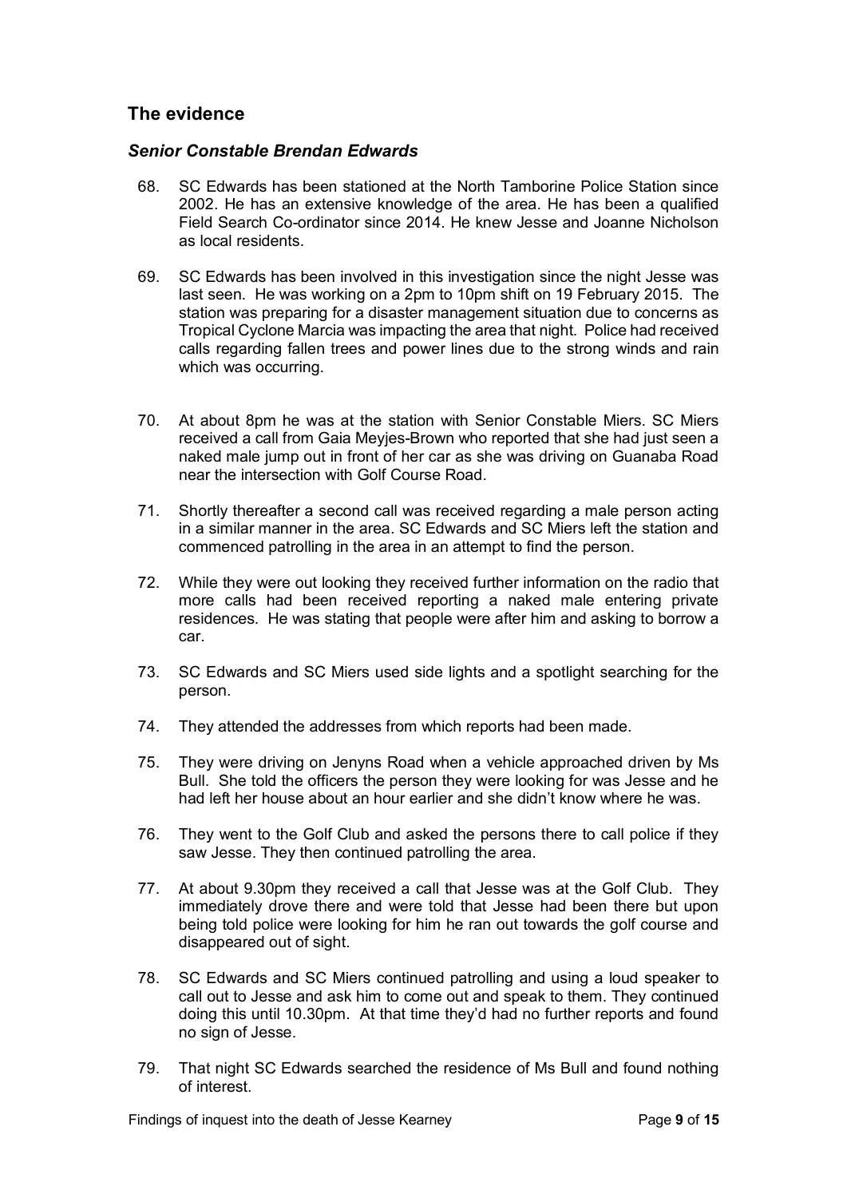## The evidence

### *Senior Constable Brendan Edwards*

68. SC Edwards has been stationed at the North Tamborine Police Station since 2002. He has an extensive knowledge of the area. He has been a qualified Field Search Co-ordinator since 2014. He knew Jesse and Joanne Nicholson as local residents.

69. SC Edwards has been involved in this investigation since the night Jesse was last seen. He was working on a 2pm to 10pm shift on 19 February 2015. The station was preparing for a disaster management situation due to concerns as Tropical Cyclone Marcia was impacting the area that night. Police had received calls regarding fallen trees and power lines due to the strong winds and rain which was occurring.

70. At about 8pm he was at the station with Senior Constable Miers. SC Miers received a call from Gaia Meyjes-Brown who reported that she had just seen a naked male jump out in front of her car as she was driving on Guanaba Road near the intersection with Golf Course Road.

71. Shortly thereafter a second call was received regarding a male person acting in a similar manner in the area. SC Edwards and SC Miers left the station and commenced patrolling in the area in an attempt to find the person.

72. While they were out looking they received further information on the radio that more calls had been received reporting a naked male entering private residences. He was stating that people were after him and asking to borrow a car.

73. SC Edwards and SC Miers used side lights and a spotlight searching for the person.

74. They attended the addresses from which reports had been made.

75. They were driving on Jenyns Road when a vehicle approached driven by Ms Bull. She told the officers the person they were looking for was Jesse and he had left her house about an hour earlier and she didn't know where he was.

76. They went to the Golf Club and asked the persons there to call police if they saw Jesse. They then continued patrolling the area.

77. At about 9.30pm they received a call that Jesse was at the Golf Club. They immediately drove there and were told that Jesse had been there but upon being told police were looking for him he ran out towards the golf course and disappeared out of sight.

78. SC Edwards and SC Miers continued patrolling and using a loud speaker to call out to Jesse and ask him to come out and speak to them. They continued doing this until 10.30pm. At that time they'd had no further reports and found no sign of Jesse.

79. That night SC Edwards searched the residence of Ms Bull and found nothing of interest.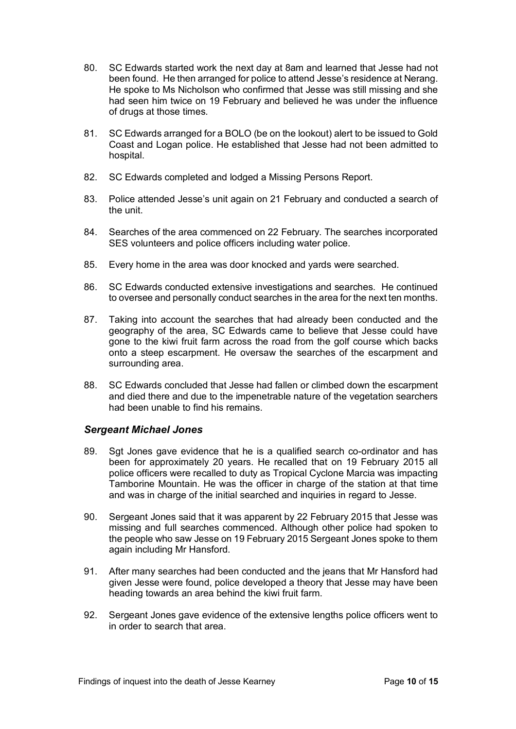80. SC Edwards started work the next day at 8am and learned that Jesse had not been found. He then arranged for police to attend Jesse's residence at Nerang. He spoke to Ms Nicholson who confirmed that Jesse was still missing and she had seen him twice on 19 February and believed he was under the influence of drugs at those times.

81. SC Edwards arranged for a BOLO (be on the lookout) alert to be issued to Gold Coast and Logan police. He established that Jesse had not been admitted to hospital.

82. SC Edwards completed and lodged a Missing Persons Report.

83. Police attended Jesse's unit again on 21 February and conducted a search of the unit.

84. Searches of the area commenced on 22 February. The searches incorporated SES volunteers and police officers including water police.

85. Every home in the area was door knocked and yards were searched.

86. SC Edwards conducted extensive investigations and searches. He continued to oversee and personally conduct searches in the area for the next ten months.

87. Taking into account the searches that had already been conducted and the geography of the area, SC Edwards came to believe that Jesse could have gone to the kiwi fruit farm across the road from the golf course which backs onto a steep escarpment. He oversaw the searches of the escarpment and surrounding area.

88. SC Edwards concluded that Jesse had fallen or climbed down the escarpment and died there and due to the impenetrable nature of the vegetation searchers had been unable to find his remains.

### *Sergeant Michael Jones*

89. Sgt Jones gave evidence that he is a qualified search co-ordinator and has been for approximately 20 years. He recalled that on 19 February 2015 all police officers were recalled to duty as Tropical Cyclone Marcia was impacting Tamborine Mountain. He was the officer in charge of the station at that time and was in charge of the initial searched and inquiries in regard to Jesse.

90. Sergeant Jones said that it was apparent by 22 February 2015 that Jesse was missing and full searches commenced. Although other police had spoken to the people who saw Jesse on 19 February 2015 Sergeant Jones spoke to them again including Mr Hansford.

91. After many searches had been conducted and the jeans that Mr Hansford had given Jesse were found, police developed a theory that Jesse may have been heading towards an area behind the kiwi fruit farm.

92. Sergeant Jones gave evidence of the extensive lengths police officers went to in order to search that area.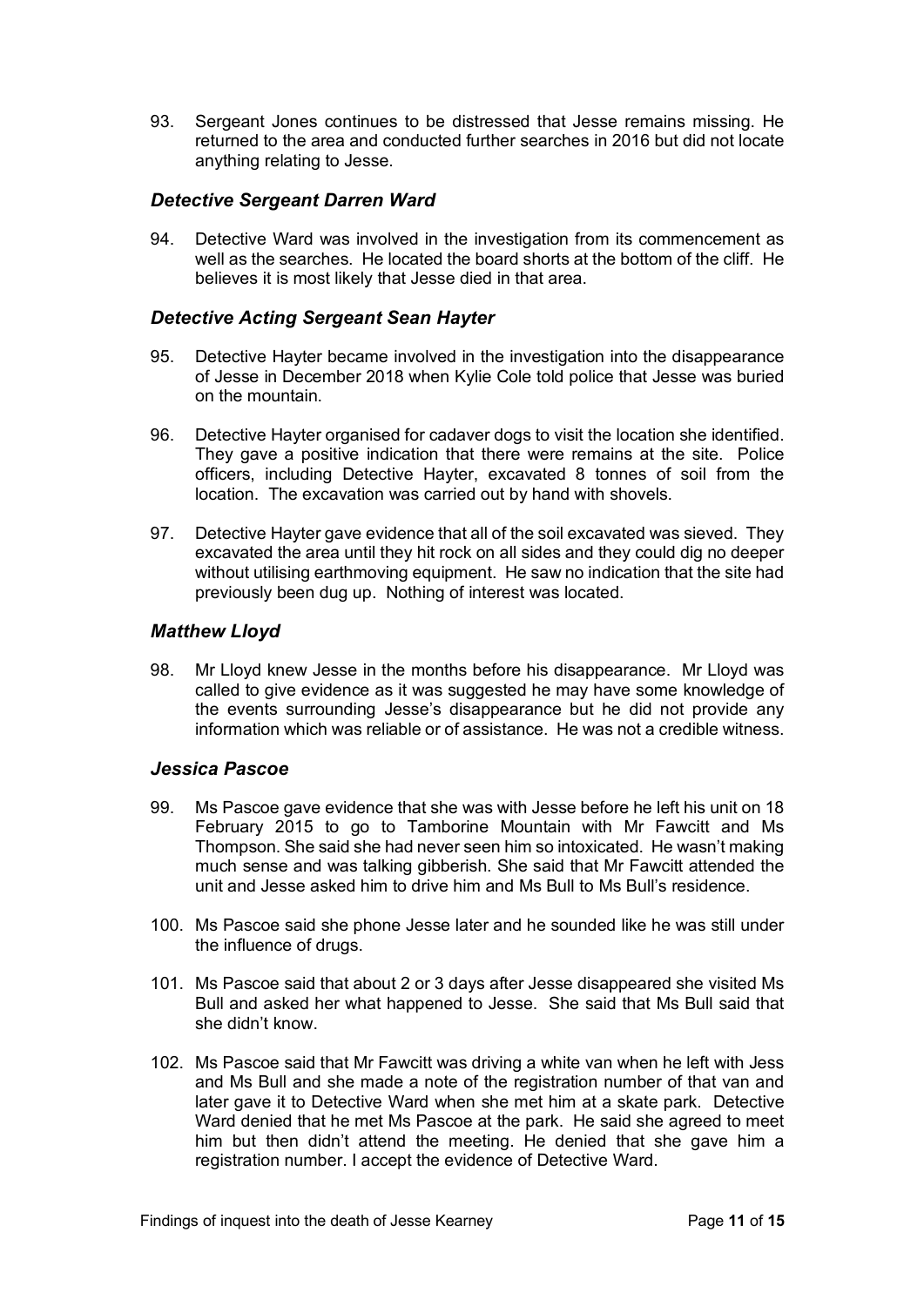93. Sergeant Jones continues to be distressed that Jesse remains missing. He returned to the area and conducted further searches in 2016 but did not locate anything relating to Jesse.

### *Detective Sergeant Darren Ward*

94. Detective Ward was involved in the investigation from its commencement as well as the searches. He located the board shorts at the bottom of the cliff. He believes it is most likely that Jesse died in that area.

### *Detective Acting Sergeant Sean Hayter*

95. Detective Hayter became involved in the investigation into the disappearance of Jesse in December 2018 when Kylie Cole told police that Jesse was buried on the mountain.

96. Detective Hayter organised for cadaver dogs to visit the location she identified. They gave a positive indication that there were remains at the site. Police officers, including Detective Hayter, excavated 8 tonnes of soil from the location. The excavation was carried out by hand with shovels.

97. Detective Hayter gave evidence that all of the soil excavated was sieved. They excavated the area until they hit rock on all sides and they could dig no deeper without utilising earthmoving equipment. He saw no indication that the site had previously been dug up. Nothing of interest was located.

### *Matthew Lloyd*

98. Mr Lloyd knew Jesse in the months before his disappearance. Mr Lloyd was called to give evidence as it was suggested he may have some knowledge of the events surrounding Jesse's disappearance but he did not provide any information which was reliable or of assistance. He was not a credible witness.

### *Jessica Pascoe*

99. Ms Pascoe gave evidence that she was with Jesse before he left his unit on 18 February 2015 to go to Tamborine Mountain with Mr Fawcitt and Ms Thompson. She said she had never seen him so intoxicated. He wasn't making much sense and was talking gibberish. She said that Mr Fawcitt attended the unit and Jesse asked him to drive him and Ms Bull to Ms Bull's residence.

100. Ms Pascoe said she phone Jesse later and he sounded like he was still under the influence of drugs.

101. Ms Pascoe said that about 2 or 3 days after Jesse disappeared she visited Ms Bull and asked her what happened to Jesse. She said that Ms Bull said that she didn't know.

102. Ms Pascoe said that Mr Fawcitt was driving a white van when he left with Jess and Ms Bull and she made a note of the registration number of that van and later gave it to Detective Ward when she met him at a skate park. Detective Ward denied that he met Ms Pascoe at the park. He said she agreed to meet him but then didn't attend the meeting. He denied that she gave him a registration number. I accept the evidence of Detective Ward.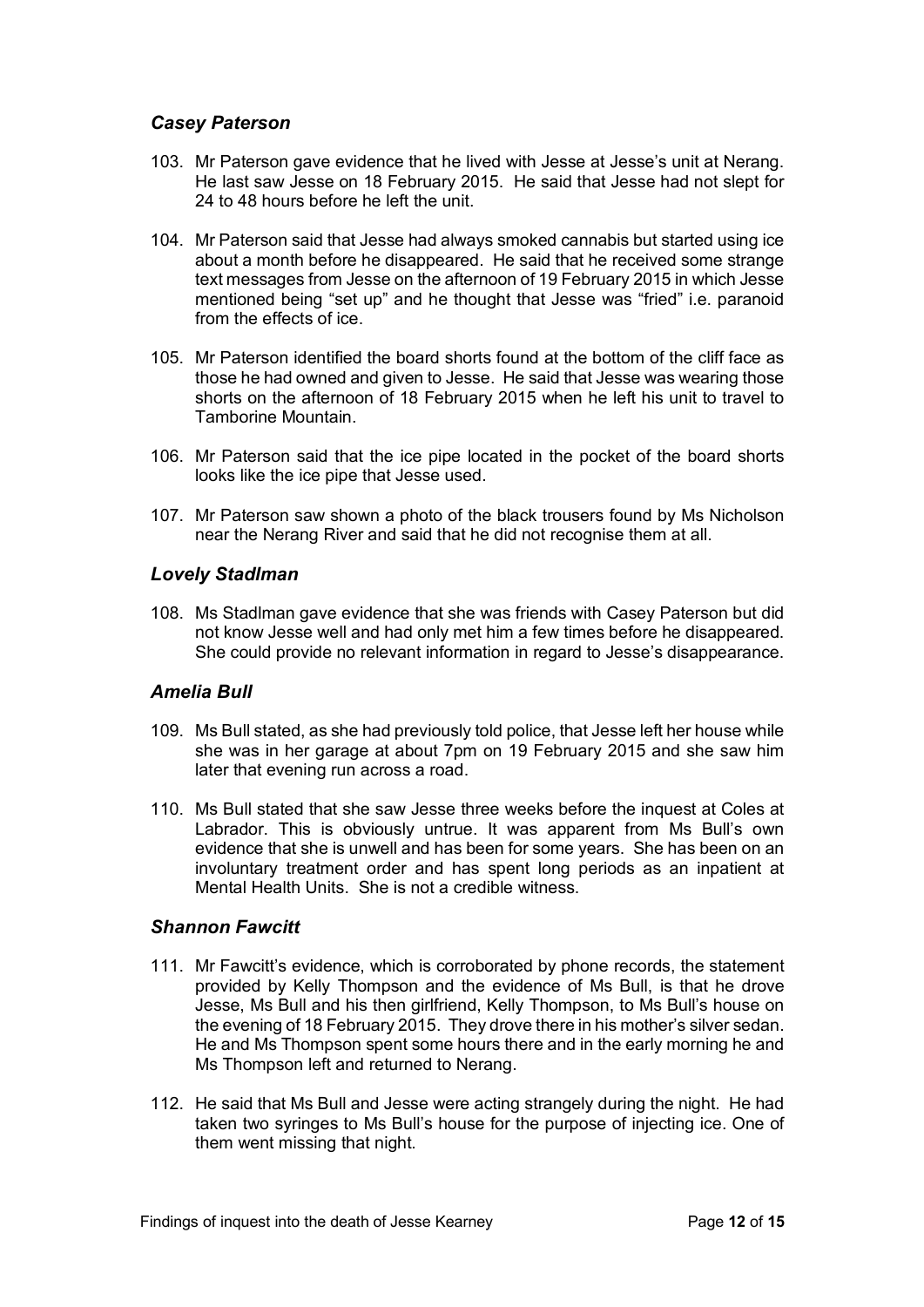### *Casey Paterson*

103. Mr Paterson gave evidence that he lived with Jesse at Jesse's unit at Nerang. He last saw Jesse on 18 February 2015. He said that Jesse had not slept for 24 to 48 hours before he left the unit.

104. Mr Paterson said that Jesse had always smoked cannabis but started using ice about a month before he disappeared. He said that he received some strange text messages from Jesse on the afternoon of 19 February 2015 in which Jesse mentioned being "set up" and he thought that Jesse was "fried" i.e. paranoid from the effects of ice.

105. Mr Paterson identified the board shorts found at the bottom of the cliff face as those he had owned and given to Jesse. He said that Jesse was wearing those shorts on the afternoon of 18 February 2015 when he left his unit to travel to Tamborine Mountain.

106. Mr Paterson said that the ice pipe located in the pocket of the board shorts looks like the ice pipe that Jesse used.

107. Mr Paterson saw shown a photo of the black trousers found by Ms Nicholson near the Nerang River and said that he did not recognise them at all.

### *Lovely Stadlman*

108. Ms Stadlman gave evidence that she was friends with Casey Paterson but did not know Jesse well and had only met him a few times before he disappeared. She could provide no relevant information in regard to Jesse's disappearance.

### *Amelia Bull*

109. Ms Bull stated, as she had previously told police, that Jesse left her house while she was in her garage at about 7pm on 19 February 2015 and she saw him later that evening run across a road.

110. Ms Bull stated that she saw Jesse three weeks before the inquest at Coles at Labrador. This is obviously untrue. It was apparent from Ms Bull's own evidence that she is unwell and has been for some years. She has been on an involuntary treatment order and has spent long periods as an inpatient at Mental Health Units. She is not a credible witness.

### *Shannon Fawcitt*

111. Mr Fawcitt's evidence, which is corroborated by phone records, the statement provided by Kelly Thompson and the evidence of Ms Bull, is that he drove Jesse, Ms Bull and his then girlfriend, Kelly Thompson, to Ms Bull's house on the evening of 18 February 2015. They drove there in his mother's silver sedan. He and Ms Thompson spent some hours there and in the early morning he and Ms Thompson left and returned to Nerang.

112. He said that Ms Bull and Jesse were acting strangely during the night. He had taken two syringes to Ms Bull's house for the purpose of injecting ice. One of them went missing that night.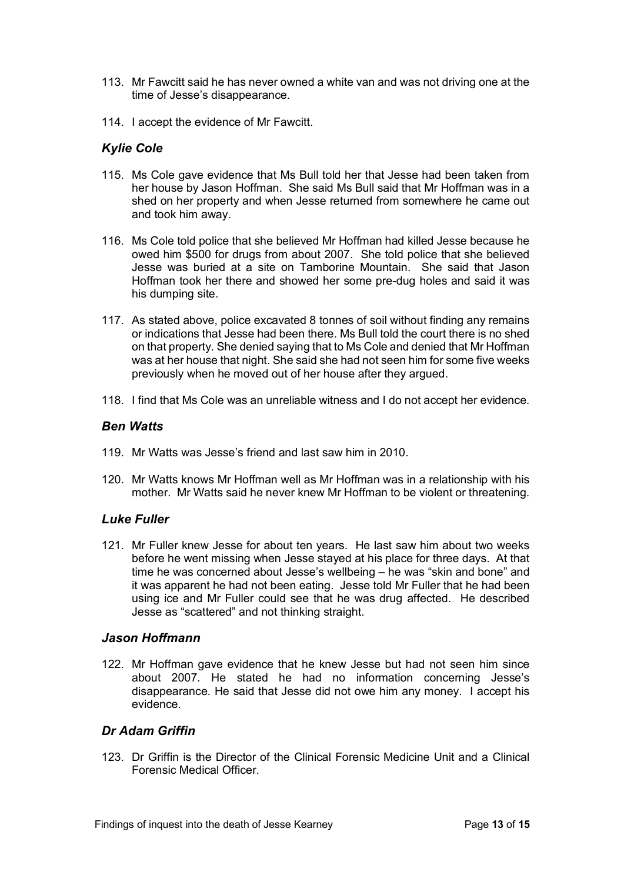113. Mr Fawcitt said he has never owned a white van and was not driving one at the time of Jesse's disappearance.

114. I accept the evidence of Mr Fawcitt.

### *Kylie Cole*

115. Ms Cole gave evidence that Ms Bull told her that Jesse had been taken from her house by Jason Hoffman. She said Ms Bull said that Mr Hoffman was in a shed on her property and when Jesse returned from somewhere he came out and took him away.

116. Ms Cole told police that she believed Mr Hoffman had killed Jesse because he owed him $500 for drugs from about 2007. She told police that she believed Jesse was buried at a site on Tamborine Mountain. She said that Jason Hoffman took her there and showed her some pre-dug holes and said it was his dumping site.

117. As stated above, police excavated 8 tonnes of soil without finding any remains or indications that Jesse had been there. Ms Bull told the court there is no shed on that property. She denied saying that to Ms Cole and denied that Mr Hoffman was at her house that night. She said she had not seen him for some five weeks previously when he moved out of her house after they argued.

118. I find that Ms Cole was an unreliable witness and I do not accept her evidence.

### *Ben Watts*

119. Mr Watts was Jesse's friend and last saw him in 2010.

120. Mr Watts knows Mr Hoffman well as Mr Hoffman was in a relationship with his mother. Mr Watts said he never knew Mr Hoffman to be violent or threatening.

### *Luke Fuller*

121. Mr Fuller knew Jesse for about ten years. He last saw him about two weeks before he went missing when Jesse stayed at his place for three days. At that time he was concerned about Jesse's wellbeing – he was "skin and bone" and it was apparent he had not been eating. Jesse told Mr Fuller that he had been using ice and Mr Fuller could see that he was drug affected. He described Jesse as "scattered" and not thinking straight.

### *Jason Hoffmann*

122. Mr Hoffman gave evidence that he knew Jesse but had not seen him since about 2007. He stated he had no information concerning Jesse's disappearance. He said that Jesse did not owe him any money. I accept his evidence.

### *Dr Adam Griffin*

123. Dr Griffin is the Director of the Clinical Forensic Medicine Unit and a Clinical Forensic Medical Officer.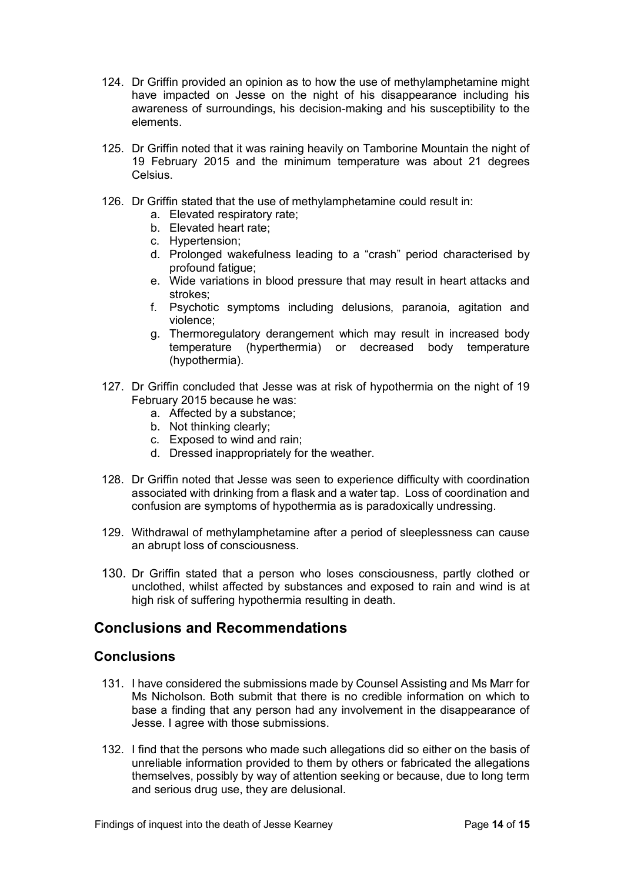124. Dr Griffin provided an opinion as to how the use of methylamphetamine might have impacted on Jesse on the night of his disappearance including his awareness of surroundings, his decision-making and his susceptibility to the elements.

125. Dr Griffin noted that it was raining heavily on Tamborine Mountain the night of 19 February 2015 and the minimum temperature was about 21 degrees Celsius.

126. Dr Griffin stated that the use of methylamphetamine could result in:
    a. Elevated respiratory rate;
    b. Elevated heart rate;
    c. Hypertension;
    d. Prolonged wakefulness leading to a "crash" period characterised by profound fatigue;
    e. Wide variations in blood pressure that may result in heart attacks and strokes;
    f. Psychotic symptoms including delusions, paranoia, agitation and violence;
    g. Thermoregulatory derangement which may result in increased body temperature (hyperthermia) or decreased body temperature (hypothermia).

127. Dr Griffin concluded that Jesse was at risk of hypothermia on the night of 19 February 2015 because he was:
    a. Affected by a substance;
    b. Not thinking clearly;
    c. Exposed to wind and rain;
    d. Dressed inappropriately for the weather.

128. Dr Griffin noted that Jesse was seen to experience difficulty with coordination associated with drinking from a flask and a water tap. Loss of coordination and confusion are symptoms of hypothermia as is paradoxically undressing.

129. Withdrawal of methylamphetamine after a period of sleeplessness can cause an abrupt loss of consciousness.

130. Dr Griffin stated that a person who loses consciousness, partly clothed or unclothed, whilst affected by substances and exposed to rain and wind is at high risk of suffering hypothermia resulting in death.

## Conclusions and Recommendations

### Conclusions

131. I have considered the submissions made by Counsel Assisting and Ms Marr for Ms Nicholson. Both submit that there is no credible information on which to base a finding that any person had any involvement in the disappearance of Jesse. I agree with those submissions.

132. I find that the persons who made such allegations did so either on the basis of unreliable information provided to them by others or fabricated the allegations themselves, possibly by way of attention seeking or because, due to long term and serious drug use, they are delusional.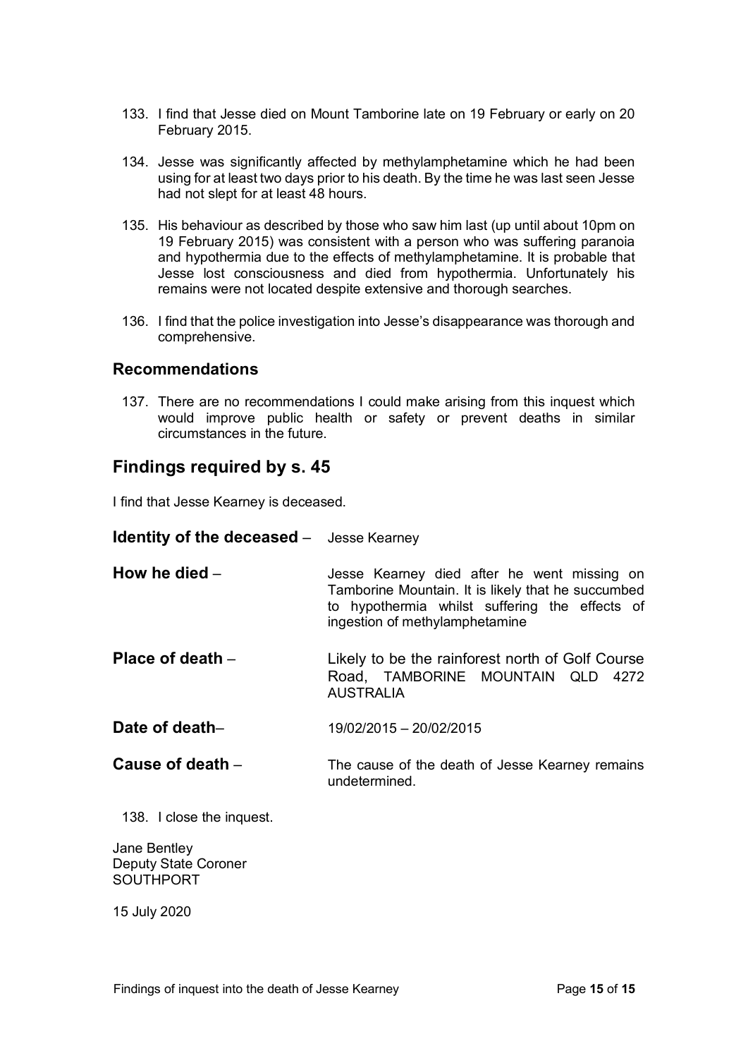133. I find that Jesse died on Mount Tamborine late on 19 February or early on 20 February 2015.

134. Jesse was significantly affected by methylamphetamine which he had been using for at least two days prior to his death. By the time he was last seen Jesse had not slept for at least 48 hours.

135. His behaviour as described by those who saw him last (up until about 10pm on 19 February 2015) was consistent with a person who was suffering paranoia and hypothermia due to the effects of methylamphetamine. It is probable that Jesse lost consciousness and died from hypothermia. Unfortunately his remains were not located despite extensive and thorough searches.

136. I find that the police investigation into Jesse's disappearance was thorough and comprehensive.

## Recommendations

137. There are no recommendations I could make arising from this inquest which would improve public health or safety or prevent deaths in similar circumstances in the future.

# Findings required by s. 45

I find that Jesse Kearney is deceased.

**Identity of the deceased** – Jesse Kearney

**How he died** – Jesse Kearney died after he went missing on Tamborine Mountain. It is likely that he succumbed to hypothermia whilst suffering the effects of ingestion of methylamphetamine

**Place of death** – Likely to be the rainforest north of Golf Course Road, TAMBORINE MOUNTAIN QLD 4272 AUSTRALIA

**Date of death**– 19/02/2015 – 20/02/2015

**Cause of death** – The cause of the death of Jesse Kearney remains undetermined.

138. I close the inquest.

Jane Bentley
Deputy State Coroner
SOUTHPORT

15 July 2020